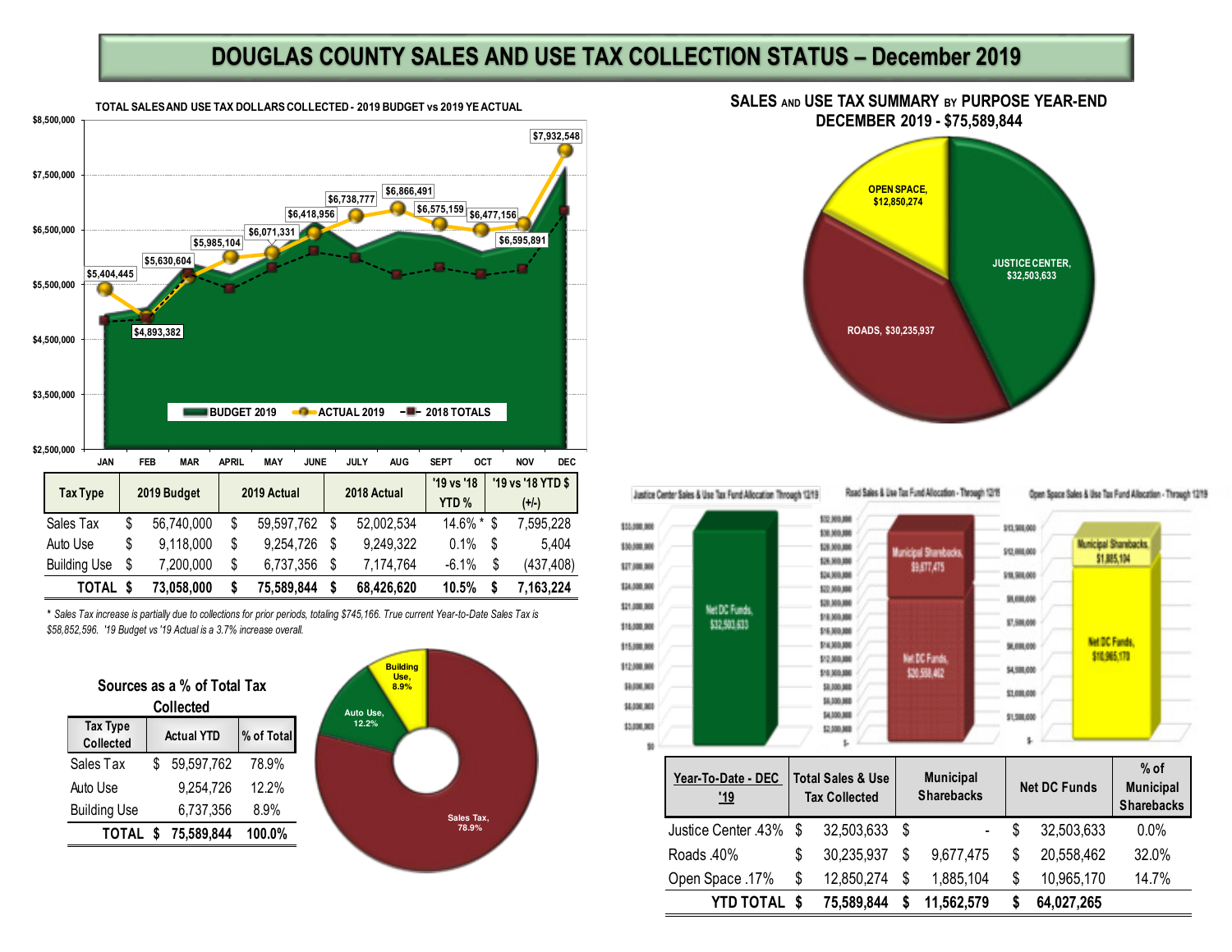# DOUGLAS COUNTY SALES AND USE TAX COLLECTION STATUS – December 2019

## TOTAL SALES AND USE TAX DOLLARS COLLECTED - 2019 BUDGET vs 2019 YE ACTUAL

| Tax Type | 2019 Budget | 2019 Actual | 2018 Actual | '19 vs '18 YTD % | '19 vs '18 YTD $ (+/-) |
|---|---|---|---|---|---|
| Sales Tax | $ 56,740,000 | $ 59,597,762 | $ 52,002,534 | 14.6% * | $ 7,595,228 |
| Auto Use | $ 9,118,000 | $ 9,254,726 | $ 9,249,322 | 0.1% | $ 5,404 |
| Building Use | $ 7,200,000 | $ 6,737,356 | $ 7,174,764 | -6.1% | $ (437,408) |
| **TOTAL** | **$ 73,058,000** | **$ 75,589,844** | **$ 68,426,620** | **10.5%** | **$ 7,163,224** |

*\* Sales Tax increase is partially due to collections for prior periods, totaling $745,166. True current Year-to-Date Sales Tax is $58,852,596. '19 Budget vs '19 Actual is a 3.7% increase overall.*

## Sources as a % of Total Tax Collected

| Tax Type Collected | Actual YTD | % of Total |
|---|---|---|
| Sales Tax | $ 59,597,762 | 78.9% |
| Auto Use | 9,254,726 | 12.2% |
| Building Use | 6,737,356 | 8.9% |
| **TOTAL** | **$ 75,589,844** | **100.0%** |

## SALES AND USE TAX SUMMARY BY PURPOSE YEAR-END DECEMBER 2019 - $75,589,844

| Year-To-Date - DEC '19 | Total Sales & Use Tax Collected | Municipal Sharebacks | Net DC Funds | % of Municipal Sharebacks |
|---|---|---|---|---|
| Justice Center .43% | $ 32,503,633 | $ - | $ 32,503,633 | 0.0% |
| Roads .40% | $ 30,235,937 | $ 9,677,475 | $ 20,558,462 | 32.0% |
| Open Space .17% | $ 12,850,274 | $ 1,885,104 | $ 10,965,170 | 14.7% |
| **YTD TOTAL** | **$ 75,589,844** | **$ 11,562,579** | **$ 64,027,265** | |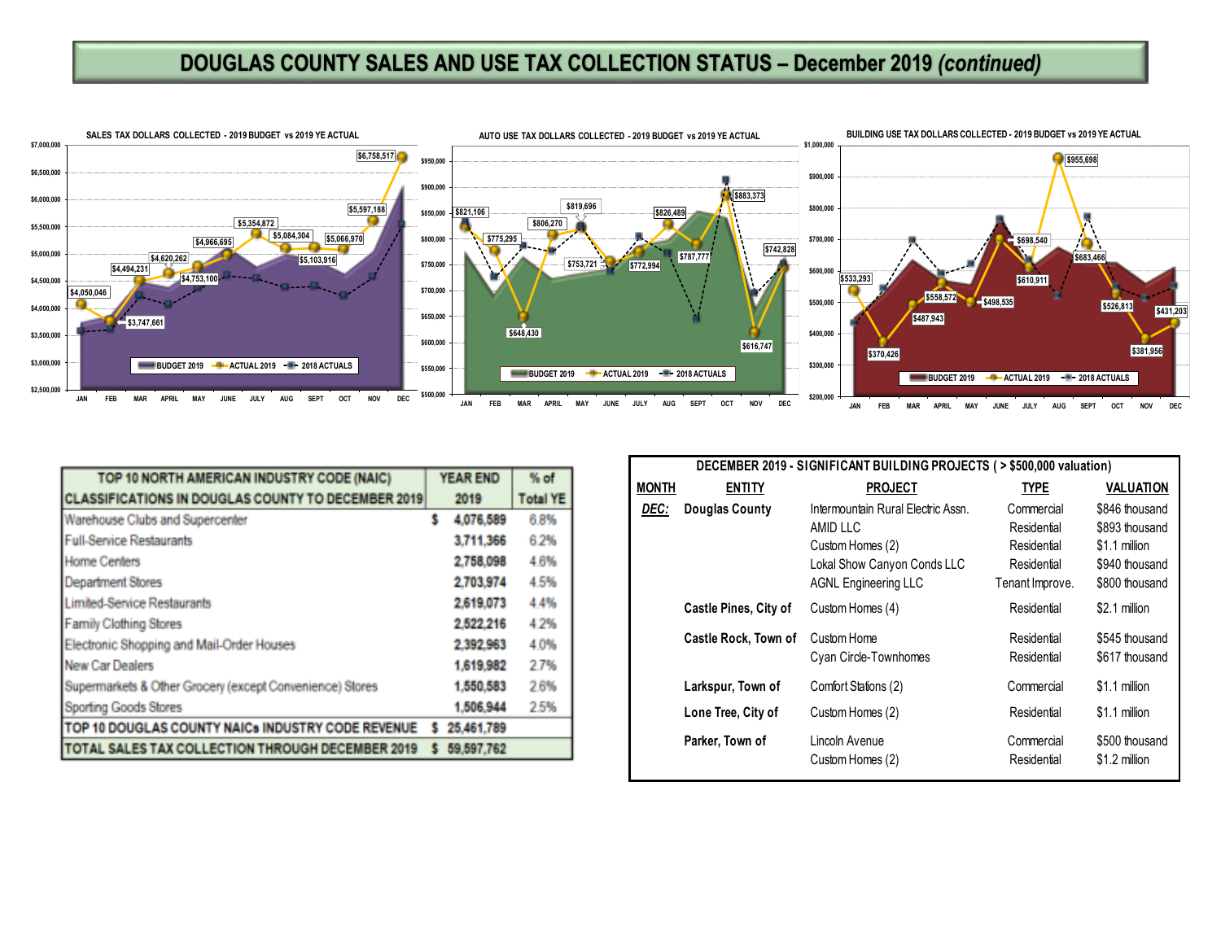# DOUGLAS COUNTY SALES AND USE TAX COLLECTION STATUS – December 2019 *(continued)*

SALES TAX DOLLARS COLLECTED - 2019 BUDGET vs 2019 YE ACTUAL

$7,000,000
$6,500,000
$6,000,000
$5,500,000
$5,000,000
$4,500,000
$4,000,000
$3,500,000
$3,000,000
$2,500,000

$4,050,046
$3,747,661
$4,494,231
$4,620,262
$4,753,100
$4,966,695
$5,354,872
$5,084,304
$5,103,916
$5,066,970
$5,597,188
$6,758,517

BUDGET 2019 | ACTUAL 2019 | 2018 ACTUALS

JAN FEB MAR APRIL MAY JUNE JULY AUG SEPT OCT NOV DEC

AUTO USE TAX DOLLARS COLLECTED - 2019 BUDGET vs 2019 YE ACTUAL

$950,000
$900,000
$850,000
$800,000
$750,000
$700,000
$650,000
$600,000
$550,000
$500,000

$821,106
$775,295
$648,430
$806,270
$819,696
$753,721
$772,994
$826,489
$787,777
$883,373
$616,747
$742,828

BUDGET 2019 | ACTUAL 2019 | 2018 ACTUALS

JAN FEB MAR APRIL MAY JUNE JULY AUG SEPT OCT NOV DEC

BUILDING USE TAX DOLLARS COLLECTED - 2019 BUDGET vs 2019 YE ACTUAL

$1,000,000
$900,000
$800,000
$700,000
$600,000
$500,000
$400,000
$300,000
$200,000

$533,293
$370,426
$487,943
$558,572
$498,535
$698,540
$610,911
$955,698
$683,466
$526,813
$381,956
$431,203

BUDGET 2019 | ACTUAL 2019 | 2018 ACTUALS

JAN FEB MAR APRIL MAY JUNE JULY AUG SEPT OCT NOV DEC

| TOP 10 NORTH AMERICAN INDUSTRY CODE (NAIC) CLASSIFICATIONS IN DOUGLAS COUNTY TO DECEMBER 2019 | YEAR END 2019 | % of Total YE |
|---|---|---|
| Warehouse Clubs and Supercenter | $ 4,076,589 | 6.8% |
| Full-Service Restaurants | 3,711,366 | 6.2% |
| Home Centers | 2,758,098 | 4.6% |
| Department Stores | 2,703,974 | 4.5% |
| Limited-Service Restaurants | 2,619,073 | 4.4% |
| Family Clothing Stores | 2,522,216 | 4.2% |
| Electronic Shopping and Mail-Order Houses | 2,392,963 | 4.0% |
| New Car Dealers | 1,619,982 | 2.7% |
| Supermarkets & Other Grocery (except Convenience) Stores | 1,550,583 | 2.6% |
| Sporting Goods Stores | 1,506,944 | 2.5% |
| **TOP 10 DOUGLAS COUNTY NAICs INDUSTRY CODE REVENUE** | **$ 25,461,789** | |
| **TOTAL SALES TAX COLLECTION THROUGH DECEMBER 2019** | **$ 59,597,762** | |

**DECEMBER 2019 - SIGNIFICANT BUILDING PROJECTS ( > $500,000 valuation)**

| MONTH | ENTITY | PROJECT | TYPE | VALUATION |
|---|---|---|---|---|
| ***DEC:*** | **Douglas County** | Intermountain Rural Electric Assn. | Commercial | $846 thousand |
| | | AMID LLC | Residential | $893 thousand |
| | | Custom Homes (2) | Residential | $1.1 million |
| | | Lokal Show Canyon Conds LLC | Residential | $940 thousand |
| | | AGNL Engineering LLC | Tenant Improve. | $800 thousand |
| | **Castle Pines, City of** | Custom Homes (4) | Residential | $2.1 million |
| | **Castle Rock, Town of** | Custom Home | Residential | $545 thousand |
| | | Cyan Circle-Townhomes | Residential | $617 thousand |
| | **Larkspur, Town of** | Comfort Stations (2) | Commercial | $1.1 million |
| | **Lone Tree, City of** | Custom Homes (2) | Residential | $1.1 million |
| | **Parker, Town of** | Lincoln Avenue | Commercial | $500 thousand |
| | | Custom Homes (2) | Residential | $1.2 million |